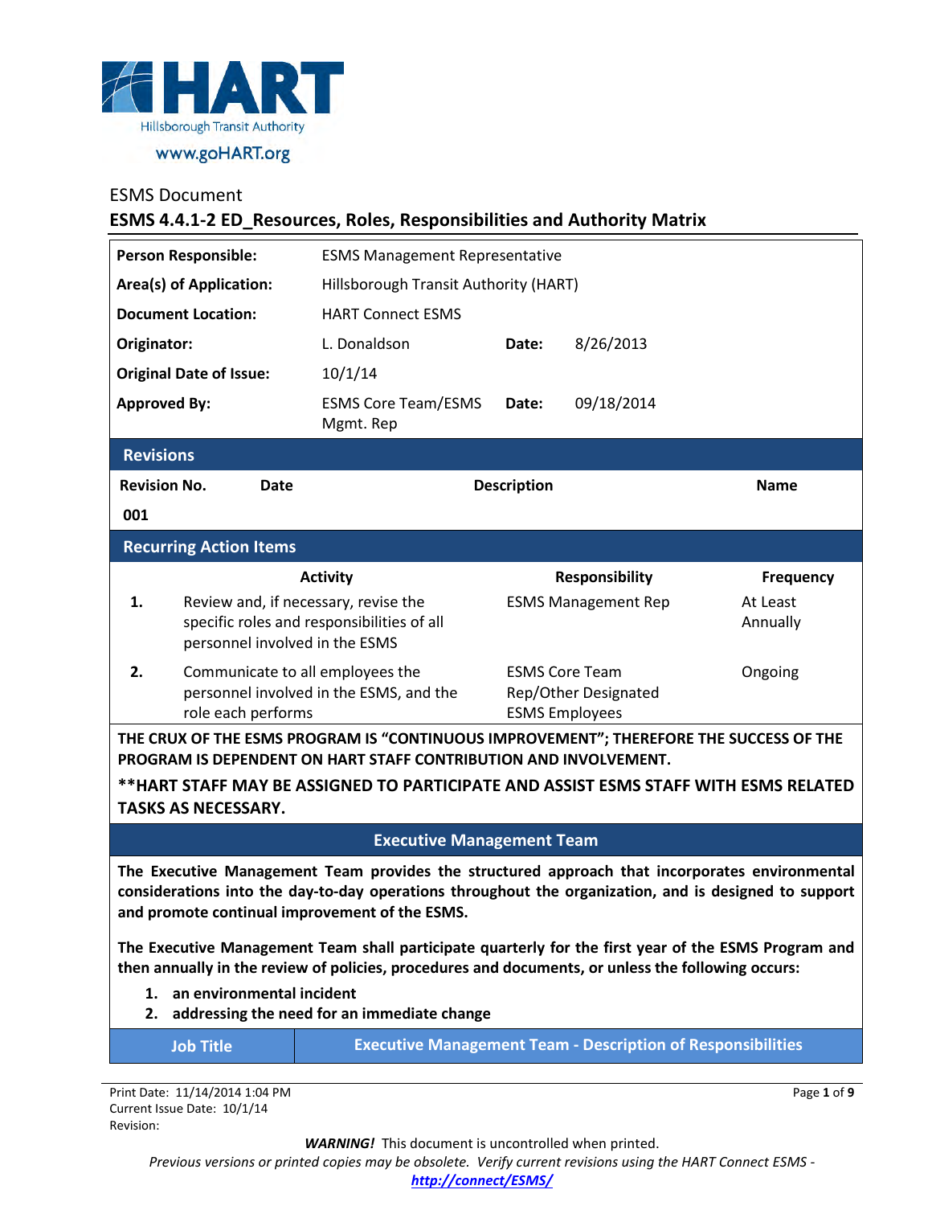HART

Hillsborough Transit Authority

www.goHART.org

ESMS Document

# ESMS 4.4.1-2 ED_Resources, Roles, Responsibilities and Authority Matrix

| | | | |
|---|---|---|---|
| **Person Responsible:** | ESMS Management Representative | | |
| **Area(s) of Application:** | Hillsborough Transit Authority (HART) | | |
| **Document Location:** | HART Connect ESMS | | |
| **Originator:** | L. Donaldson | **Date:** | 8/26/2013 |
| **Original Date of Issue:** | 10/1/14 | | |
| **Approved By:** | ESMS Core Team/ESMS Mgmt. Rep | **Date:** | 09/18/2014 |

## Revisions

| Revision No. | Date | Description | Name |
|---|---|---|---|
| 001 | | | |

## Recurring Action Items

| | Activity | Responsibility | Frequency |
|---|---|---|---|
| 1. | Review and, if necessary, revise the specific roles and responsibilities of all personnel involved in the ESMS | ESMS Management Rep | At Least Annually |
| 2. | Communicate to all employees the personnel involved in the ESMS, and the role each performs | ESMS Core Team Rep/Other Designated ESMS Employees | Ongoing |

**THE CRUX OF THE ESMS PROGRAM IS "CONTINUOUS IMPROVEMENT"; THEREFORE THE SUCCESS OF THE PROGRAM IS DEPENDENT ON HART STAFF CONTRIBUTION AND INVOLVEMENT.**

****HART STAFF MAY BE ASSIGNED TO PARTICIPATE AND ASSIST ESMS STAFF WITH ESMS RELATED TASKS AS NECESSARY.**

## Executive Management Team

**The Executive Management Team provides the structured approach that incorporates environmental considerations into the day-to-day operations throughout the organization, and is designed to support and promote continual improvement of the ESMS.**

**The Executive Management Team shall participate quarterly for the first year of the ESMS Program and then annually in the review of policies, procedures and documents, or unless the following occurs:**

1. **an environmental incident**
2. **addressing the need for an immediate change**

| Job Title | Executive Management Team - Description of Responsibilities |
|---|---|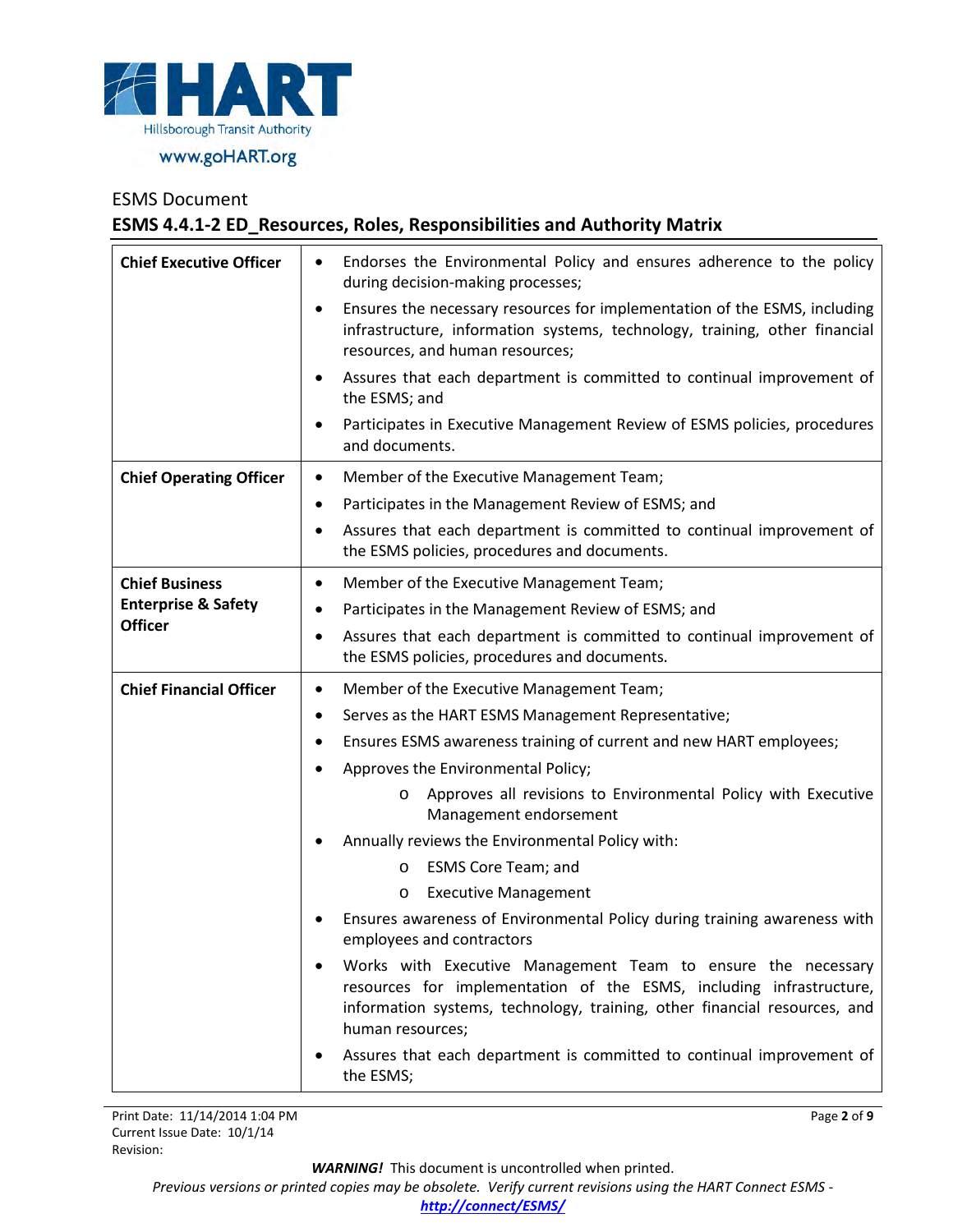ESMS Document

**ESMS 4.4.1-2 ED_Resources, Roles, Responsibilities and Authority Matrix**

| | |
|---|---|
| **Chief Executive Officer** | • Endorses the Environmental Policy and ensures adherence to the policy during decision-making processes;<br>• Ensures the necessary resources for implementation of the ESMS, including infrastructure, information systems, technology, training, other financial resources, and human resources;<br>• Assures that each department is committed to continual improvement of the ESMS; and<br>• Participates in Executive Management Review of ESMS policies, procedures and documents. |
| **Chief Operating Officer** | • Member of the Executive Management Team;<br>• Participates in the Management Review of ESMS; and<br>• Assures that each department is committed to continual improvement of the ESMS policies, procedures and documents. |
| **Chief Business Enterprise & Safety Officer** | • Member of the Executive Management Team;<br>• Participates in the Management Review of ESMS; and<br>• Assures that each department is committed to continual improvement of the ESMS policies, procedures and documents. |
| **Chief Financial Officer** | • Member of the Executive Management Team;<br>• Serves as the HART ESMS Management Representative;<br>• Ensures ESMS awareness training of current and new HART employees;<br>• Approves the Environmental Policy;<br>&nbsp;&nbsp;&nbsp;&nbsp;o Approves all revisions to Environmental Policy with Executive Management endorsement<br>• Annually reviews the Environmental Policy with:<br>&nbsp;&nbsp;&nbsp;&nbsp;o ESMS Core Team; and<br>&nbsp;&nbsp;&nbsp;&nbsp;o Executive Management<br>• Ensures awareness of Environmental Policy during training awareness with employees and contractors<br>• Works with Executive Management Team to ensure the necessary resources for implementation of the ESMS, including infrastructure, information systems, technology, training, other financial resources, and human resources;<br>• Assures that each department is committed to continual improvement of the ESMS; |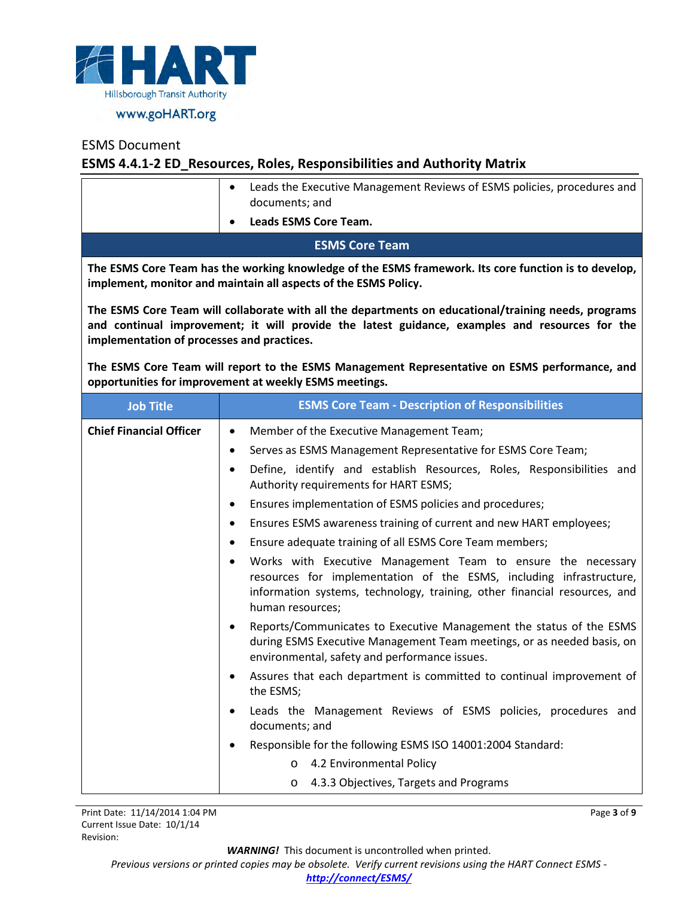ESMS Document

**ESMS 4.4.1-2 ED_Resources, Roles, Responsibilities and Authority Matrix**

| | |
|---|---|
| | • Leads the Executive Management Reviews of ESMS policies, procedures and documents; and<br>• **Leads ESMS Core Team.** |

## ESMS Core Team

**The ESMS Core Team has the working knowledge of the ESMS framework. Its core function is to develop, implement, monitor and maintain all aspects of the ESMS Policy.**

**The ESMS Core Team will collaborate with all the departments on educational/training needs, programs and continual improvement; it will provide the latest guidance, examples and resources for the implementation of processes and practices.**

**The ESMS Core Team will report to the ESMS Management Representative on ESMS performance, and opportunities for improvement at weekly ESMS meetings.**

| Job Title | ESMS Core Team - Description of Responsibilities |
|---|---|
| **Chief Financial Officer** | • Member of the Executive Management Team;<br>• Serves as ESMS Management Representative for ESMS Core Team;<br>• Define, identify and establish Resources, Roles, Responsibilities and Authority requirements for HART ESMS;<br>• Ensures implementation of ESMS policies and procedures;<br>• Ensures ESMS awareness training of current and new HART employees;<br>• Ensure adequate training of all ESMS Core Team members;<br>• Works with Executive Management Team to ensure the necessary resources for implementation of the ESMS, including infrastructure, information systems, technology, training, other financial resources, and human resources;<br>• Reports/Communicates to Executive Management the status of the ESMS during ESMS Executive Management Team meetings, or as needed basis, on environmental, safety and performance issues.<br>• Assures that each department is committed to continual improvement of the ESMS;<br>• Leads the Management Reviews of ESMS policies, procedures and documents; and<br>• Responsible for the following ESMS ISO 14001:2004 Standard:<br>&nbsp;&nbsp;&nbsp;&nbsp;o 4.2 Environmental Policy<br>&nbsp;&nbsp;&nbsp;&nbsp;o 4.3.3 Objectives, Targets and Programs |

Print Date: 11/14/2014 1:04 PM
Current Issue Date: 10/1/14
Revision:

***WARNING!*** This document is uncontrolled when printed.
*Previous versions or printed copies may be obsolete. Verify current revisions using the HART Connect ESMS - **http://connect/ESMS/***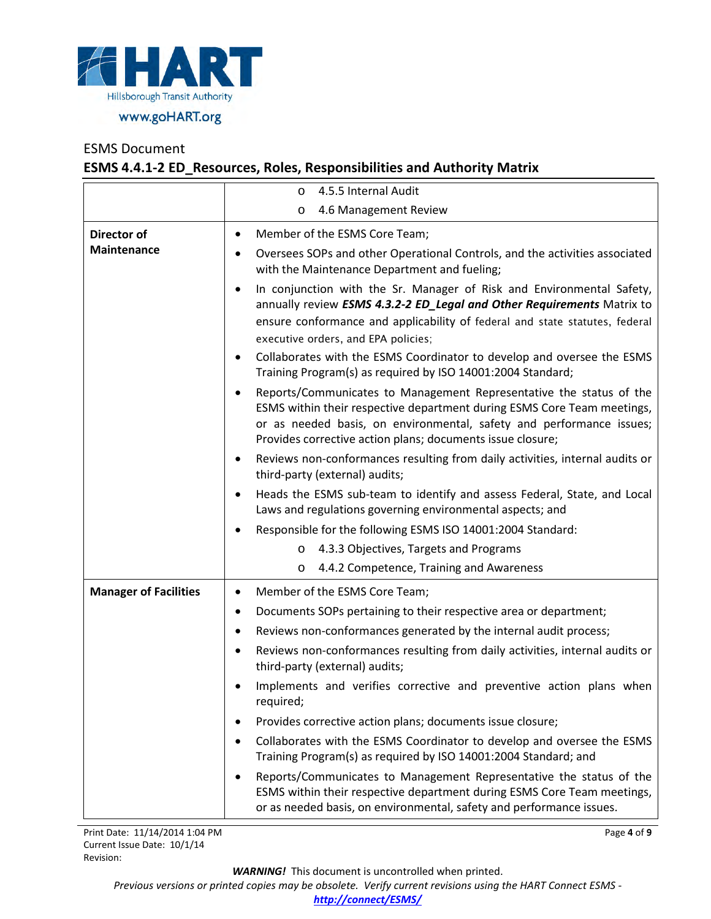| | |
|---|---|
| | ○ 4.5.5 Internal Audit<br>○ 4.6 Management Review |
| **Director of Maintenance** | • Member of the ESMS Core Team;<br>• Oversees SOPs and other Operational Controls, and the activities associated with the Maintenance Department and fueling;<br>• In conjunction with the Sr. Manager of Risk and Environmental Safety, annually review ***ESMS 4.3.2-2 ED_Legal and Other Requirements*** Matrix to ensure conformance and applicability of federal and state statutes, federal executive orders, and EPA policies;<br>• Collaborates with the ESMS Coordinator to develop and oversee the ESMS Training Program(s) as required by ISO 14001:2004 Standard;<br>• Reports/Communicates to Management Representative the status of the ESMS within their respective department during ESMS Core Team meetings, or as needed basis, on environmental, safety and performance issues; Provides corrective action plans; documents issue closure;<br>• Reviews non-conformances resulting from daily activities, internal audits or third-party (external) audits;<br>• Heads the ESMS sub-team to identify and assess Federal, State, and Local Laws and regulations governing environmental aspects; and<br>• Responsible for the following ESMS ISO 14001:2004 Standard:<br>○ 4.3.3 Objectives, Targets and Programs<br>○ 4.4.2 Competence, Training and Awareness |
| **Manager of Facilities** | • Member of the ESMS Core Team;<br>• Documents SOPs pertaining to their respective area or department;<br>• Reviews non-conformances generated by the internal audit process;<br>• Reviews non-conformances resulting from daily activities, internal audits or third-party (external) audits;<br>• Implements and verifies corrective and preventive action plans when required;<br>• Provides corrective action plans; documents issue closure;<br>• Collaborates with the ESMS Coordinator to develop and oversee the ESMS Training Program(s) as required by ISO 14001:2004 Standard; and<br>• Reports/Communicates to Management Representative the status of the ESMS within their respective department during ESMS Core Team meetings, or as needed basis, on environmental, safety and performance issues. |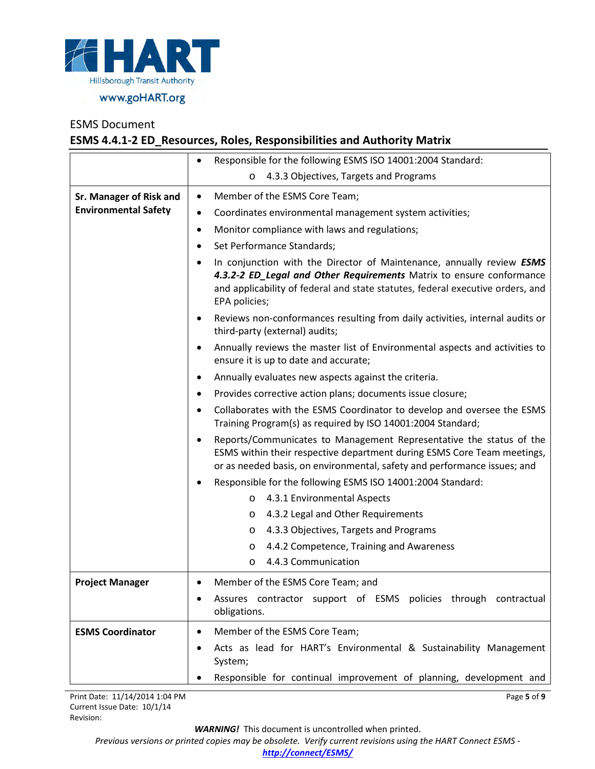ESMS Document

**ESMS 4.4.1-2 ED_Resources, Roles, Responsibilities and Authority Matrix**

| | |
|---|---|
| | • Responsible for the following ESMS ISO 14001:2004 Standard:<br>  o 4.3.3 Objectives, Targets and Programs |
| **Sr. Manager of Risk and Environmental Safety** | • Member of the ESMS Core Team;<br>• Coordinates environmental management system activities;<br>• Monitor compliance with laws and regulations;<br>• Set Performance Standards;<br>• In conjunction with the Director of Maintenance, annually review ***ESMS 4.3.2-2 ED_Legal and Other Requirements*** Matrix to ensure conformance and applicability of federal and state statutes, federal executive orders, and EPA policies;<br>• Reviews non-conformances resulting from daily activities, internal audits or third-party (external) audits;<br>• Annually reviews the master list of Environmental aspects and activities to ensure it is up to date and accurate;<br>• Annually evaluates new aspects against the criteria.<br>• Provides corrective action plans; documents issue closure;<br>• Collaborates with the ESMS Coordinator to develop and oversee the ESMS Training Program(s) as required by ISO 14001:2004 Standard;<br>• Reports/Communicates to Management Representative the status of the ESMS within their respective department during ESMS Core Team meetings, or as needed basis, on environmental, safety and performance issues; and<br>• Responsible for the following ESMS ISO 14001:2004 Standard:<br>  o 4.3.1 Environmental Aspects<br>  o 4.3.2 Legal and Other Requirements<br>  o 4.3.3 Objectives, Targets and Programs<br>  o 4.4.2 Competence, Training and Awareness<br>  o 4.4.3 Communication |
| **Project Manager** | • Member of the ESMS Core Team; and<br>• Assures contractor support of ESMS policies through contractual obligations. |
| **ESMS Coordinator** | • Member of the ESMS Core Team;<br>• Acts as lead for HART's Environmental & Sustainability Management System;<br>• Responsible for continual improvement of planning, development and |

Print Date: 11/14/2014 1:04 PM
Current Issue Date: 10/1/14
Revision:

***WARNING!*** This document is uncontrolled when printed.
*Previous versions or printed copies may be obsolete. Verify current revisions using the HART Connect ESMS -* ***http://connect/ESMS/***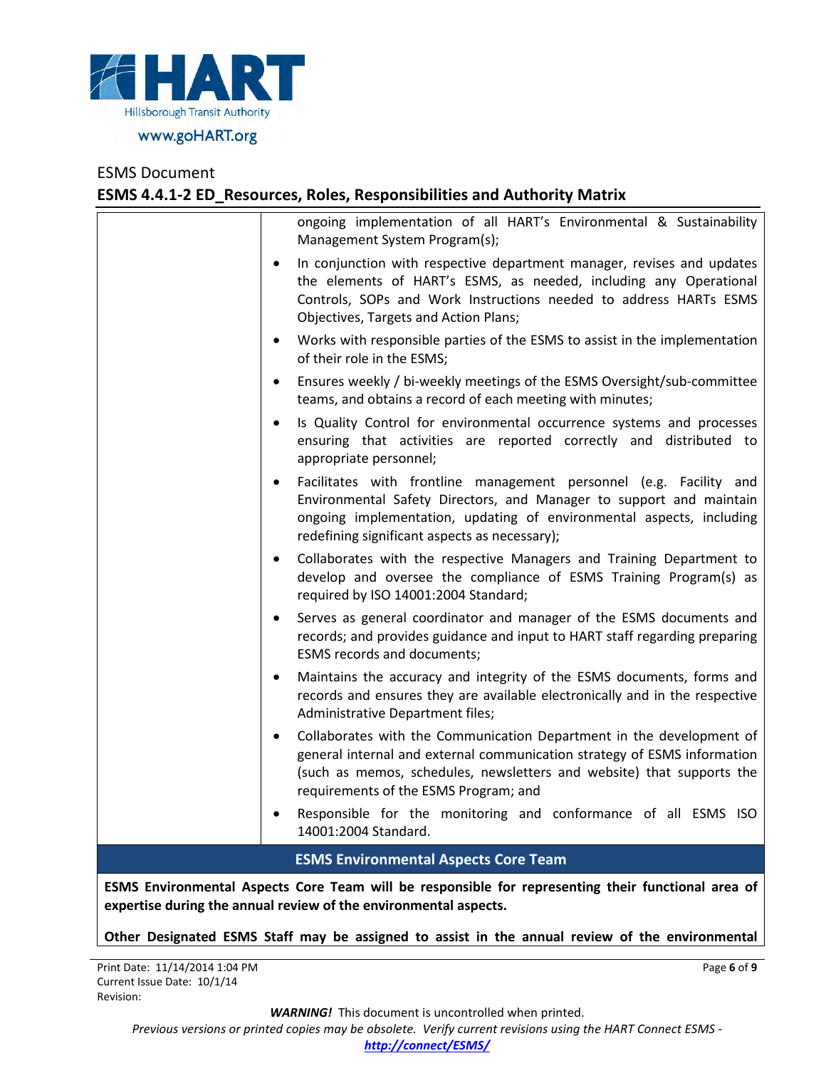| | |
|---|---|
| | ongoing implementation of all HART's Environmental & Sustainability Management System Program(s);<br>• In conjunction with respective department manager, revises and updates the elements of HART's ESMS, as needed, including any Operational Controls, SOPs and Work Instructions needed to address HARTs ESMS Objectives, Targets and Action Plans;<br>• Works with responsible parties of the ESMS to assist in the implementation of their role in the ESMS;<br>• Ensures weekly / bi-weekly meetings of the ESMS Oversight/sub-committee teams, and obtains a record of each meeting with minutes;<br>• Is Quality Control for environmental occurrence systems and processes ensuring that activities are reported correctly and distributed to appropriate personnel;<br>• Facilitates with frontline management personnel (e.g. Facility and Environmental Safety Directors, and Manager to support and maintain ongoing implementation, updating of environmental aspects, including redefining significant aspects as necessary);<br>• Collaborates with the respective Managers and Training Department to develop and oversee the compliance of ESMS Training Program(s) as required by ISO 14001:2004 Standard;<br>• Serves as general coordinator and manager of the ESMS documents and records; and provides guidance and input to HART staff regarding preparing ESMS records and documents;<br>• Maintains the accuracy and integrity of the ESMS documents, forms and records and ensures they are available electronically and in the respective Administrative Department files;<br>• Collaborates with the Communication Department in the development of general internal and external communication strategy of ESMS information (such as memos, schedules, newsletters and website) that supports the requirements of the ESMS Program; and<br>• Responsible for the monitoring and conformance of all ESMS ISO 14001:2004 Standard. |
| **ESMS Environmental Aspects Core Team** | |
| **ESMS Environmental Aspects Core Team will be responsible for representing their functional area of expertise during the annual review of the environmental aspects.**<br><br>**Other Designated ESMS Staff may be assigned to assist in the annual review of the environmental** | |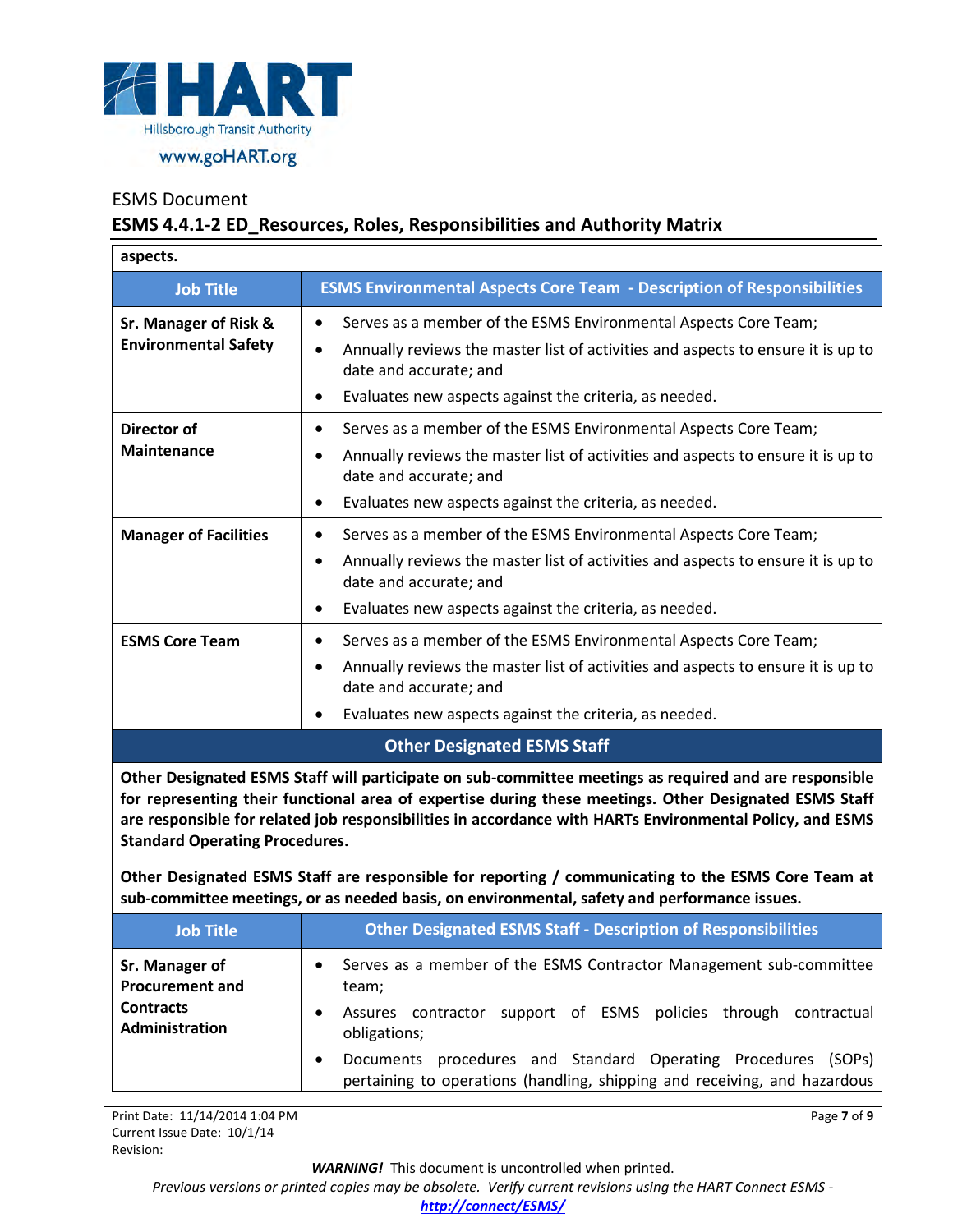**aspects.**

| Job Title | ESMS Environmental Aspects Core Team - Description of Responsibilities |
|---|---|
| **Sr. Manager of Risk & Environmental Safety** | • Serves as a member of the ESMS Environmental Aspects Core Team;<br>• Annually reviews the master list of activities and aspects to ensure it is up to date and accurate; and<br>• Evaluates new aspects against the criteria, as needed. |
| **Director of Maintenance** | • Serves as a member of the ESMS Environmental Aspects Core Team;<br>• Annually reviews the master list of activities and aspects to ensure it is up to date and accurate; and<br>• Evaluates new aspects against the criteria, as needed. |
| **Manager of Facilities** | • Serves as a member of the ESMS Environmental Aspects Core Team;<br>• Annually reviews the master list of activities and aspects to ensure it is up to date and accurate; and<br>• Evaluates new aspects against the criteria, as needed. |
| **ESMS Core Team** | • Serves as a member of the ESMS Environmental Aspects Core Team;<br>• Annually reviews the master list of activities and aspects to ensure it is up to date and accurate; and<br>• Evaluates new aspects against the criteria, as needed. |

## Other Designated ESMS Staff

**Other Designated ESMS Staff will participate on sub-committee meetings as required and are responsible for representing their functional area of expertise during these meetings. Other Designated ESMS Staff are responsible for related job responsibilities in accordance with HARTs Environmental Policy, and ESMS Standard Operating Procedures.**

**Other Designated ESMS Staff are responsible for reporting / communicating to the ESMS Core Team at sub-committee meetings, or as needed basis, on environmental, safety and performance issues.**

| Job Title | Other Designated ESMS Staff - Description of Responsibilities |
|---|---|
| **Sr. Manager of Procurement and Contracts Administration** | • Serves as a member of the ESMS Contractor Management sub-committee team;<br>• Assures contractor support of ESMS policies through contractual obligations;<br>• Documents procedures and Standard Operating Procedures (SOPs) pertaining to operations (handling, shipping and receiving, and hazardous |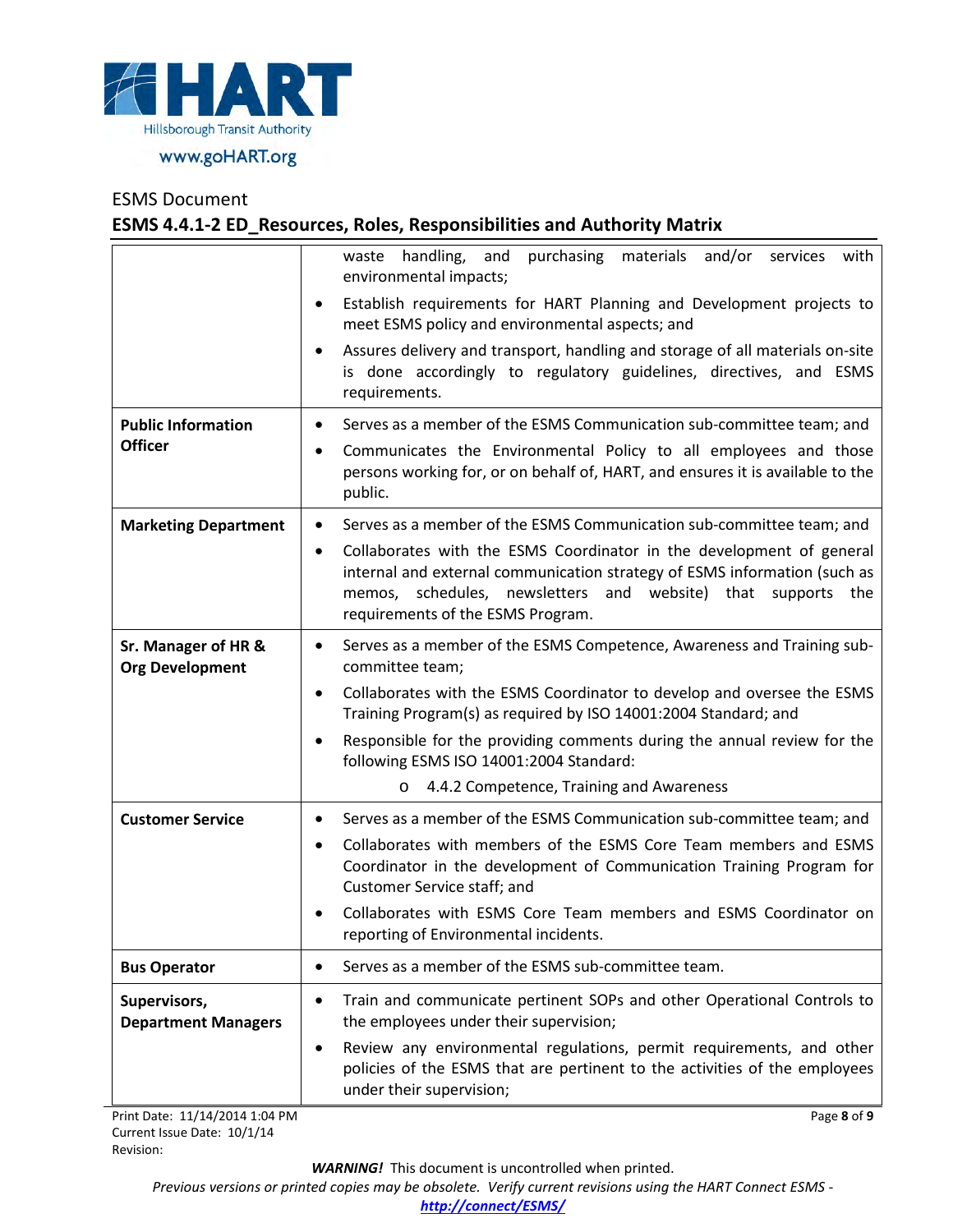ESMS Document

**ESMS 4.4.1-2 ED_Resources, Roles, Responsibilities and Authority Matrix**

| | |
|---|---|
| | waste handling, and purchasing materials and/or services with environmental impacts;<br>• Establish requirements for HART Planning and Development projects to meet ESMS policy and environmental aspects; and<br>• Assures delivery and transport, handling and storage of all materials on-site is done accordingly to regulatory guidelines, directives, and ESMS requirements. |
| **Public Information Officer** | • Serves as a member of the ESMS Communication sub-committee team; and<br>• Communicates the Environmental Policy to all employees and those persons working for, or on behalf of, HART, and ensures it is available to the public. |
| **Marketing Department** | • Serves as a member of the ESMS Communication sub-committee team; and<br>• Collaborates with the ESMS Coordinator in the development of general internal and external communication strategy of ESMS information (such as memos, schedules, newsletters and website) that supports the requirements of the ESMS Program. |
| **Sr. Manager of HR & Org Development** | • Serves as a member of the ESMS Competence, Awareness and Training sub-committee team;<br>• Collaborates with the ESMS Coordinator to develop and oversee the ESMS Training Program(s) as required by ISO 14001:2004 Standard; and<br>• Responsible for the providing comments during the annual review for the following ESMS ISO 14001:2004 Standard:<br>  o 4.4.2 Competence, Training and Awareness |
| **Customer Service** | • Serves as a member of the ESMS Communication sub-committee team; and<br>• Collaborates with members of the ESMS Core Team members and ESMS Coordinator in the development of Communication Training Program for Customer Service staff; and<br>• Collaborates with ESMS Core Team members and ESMS Coordinator on reporting of Environmental incidents. |
| **Bus Operator** | • Serves as a member of the ESMS sub-committee team. |
| **Supervisors, Department Managers** | • Train and communicate pertinent SOPs and other Operational Controls to the employees under their supervision;<br>• Review any environmental regulations, permit requirements, and other policies of the ESMS that are pertinent to the activities of the employees under their supervision; |

Print Date: 11/14/2014 1:04 PM
Current Issue Date: 10/1/14
Revision:

***WARNING!*** This document is uncontrolled when printed.
*Previous versions or printed copies may be obsolete. Verify current revisions using the HART Connect ESMS -* ***http://connect/ESMS/***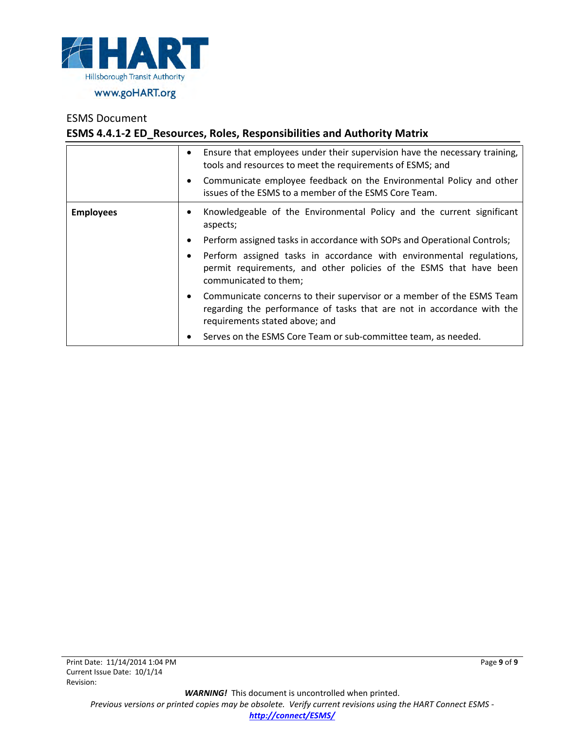| | |
|---|---|
| | • Ensure that employees under their supervision have the necessary training, tools and resources to meet the requirements of ESMS; and<br>• Communicate employee feedback on the Environmental Policy and other issues of the ESMS to a member of the ESMS Core Team. |
| **Employees** | • Knowledgeable of the Environmental Policy and the current significant aspects;<br>• Perform assigned tasks in accordance with SOPs and Operational Controls;<br>• Perform assigned tasks in accordance with environmental regulations, permit requirements, and other policies of the ESMS that have been communicated to them;<br>• Communicate concerns to their supervisor or a member of the ESMS Team regarding the performance of tasks that are not in accordance with the requirements stated above; and<br>• Serves on the ESMS Core Team or sub-committee team, as needed. |